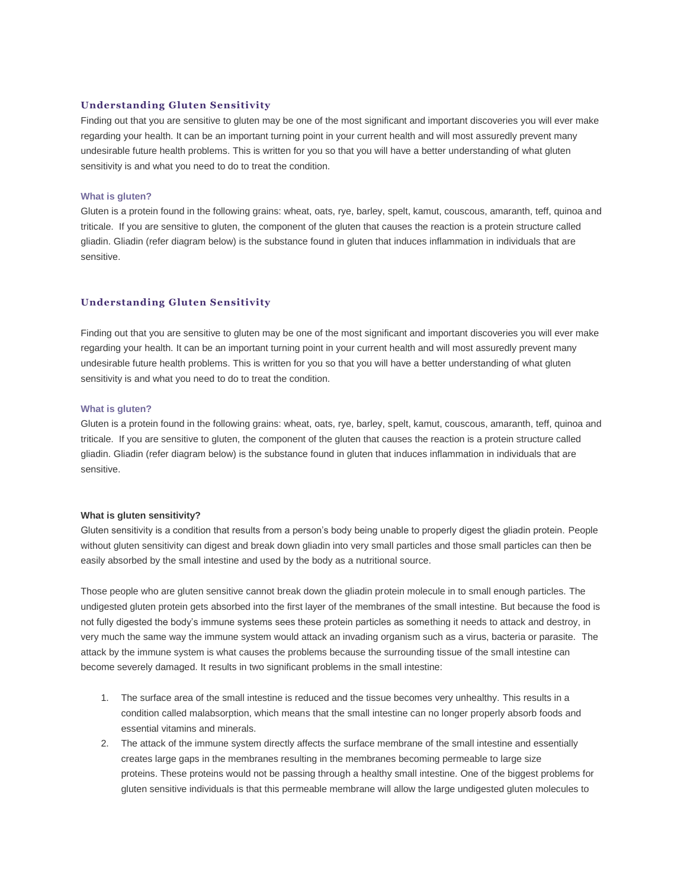## Understanding Gluten Sensitivity

Finding out that you are sensitive to gluten may be one of the most significant and important discoveries you will ever make regarding your health. It can be an important turning point in your current health and will most assuredly prevent many undesirable future health problems. This is written for you so that you will have a better understanding of what gluten sensitivity is and what you need to do to treat the condition.

### What is gluten?

Gluten is a protein found in the following grains: wheat, oats, rye, barley, spelt, kamut, couscous, amaranth, teff, quinoa and triticale. If you are sensitive to gluten, the component of the gluten that causes the reaction is a protein structure called gliadin. Gliadin (refer diagram below) is the substance found in gluten that induces inflammation in individuals that are sensitive.

## Understanding Gluten Sensitivity

Finding out that you are sensitive to gluten may be one of the most significant and important discoveries you will ever make regarding your health. It can be an important turning point in your current health and will most assuredly prevent many undesirable future health problems. This is written for you so that you will have a better understanding of what gluten sensitivity is and what you need to do to treat the condition.

### What is gluten?

Gluten is a protein found in the following grains: wheat, oats, rye, barley, spelt, kamut, couscous, amaranth, teff, quinoa and triticale. If you are sensitive to gluten, the component of the gluten that causes the reaction is a protein structure called gliadin. Gliadin (refer diagram below) is the substance found in gluten that induces inflammation in individuals that are sensitive.

### What is gluten sensitivity?

Gluten sensitivity is a condition that results from a person's body being unable to properly digest the gliadin protein. People without gluten sensitivity can digest and break down gliadin into very small particles and those small particles can then be easily absorbed by the small intestine and used by the body as a nutritional source.

Those people who are gluten sensitive cannot break down the gliadin protein molecule in to small enough particles. The undigested gluten protein gets absorbed into the first layer of the membranes of the small intestine. But because the food is not fully digested the body's immune systems sees these protein particles as something it needs to attack and destroy, in very much the same way the immune system would attack an invading organism such as a virus, bacteria or parasite. The attack by the immune system is what causes the problems because the surrounding tissue of the small intestine can become severely damaged. It results in two significant problems in the small intestine:

1. The surface area of the small intestine is reduced and the tissue becomes very unhealthy. This results in a condition called malabsorption, which means that the small intestine can no longer properly absorb foods and essential vitamins and minerals.
2. The attack of the immune system directly affects the surface membrane of the small intestine and essentially creates large gaps in the membranes resulting in the membranes becoming permeable to large size proteins. These proteins would not be passing through a healthy small intestine. One of the biggest problems for gluten sensitive individuals is that this permeable membrane will allow the large undigested gluten molecules to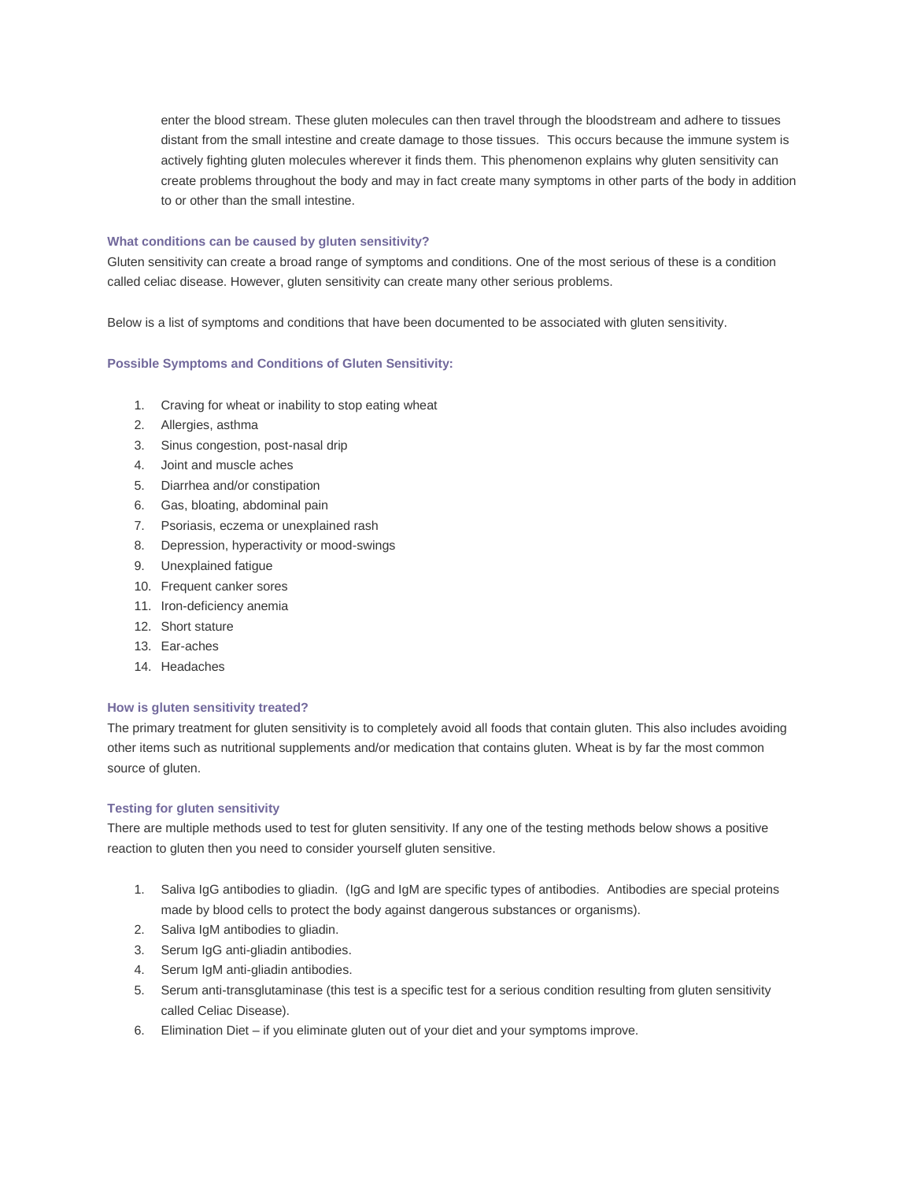enter the blood stream. These gluten molecules can then travel through the bloodstream and adhere to tissues distant from the small intestine and create damage to those tissues. This occurs because the immune system is actively fighting gluten molecules wherever it finds them. This phenomenon explains why gluten sensitivity can create problems throughout the body and may in fact create many symptoms in other parts of the body in addition to or other than the small intestine.

### What conditions can be caused by gluten sensitivity?

Gluten sensitivity can create a broad range of symptoms and conditions. One of the most serious of these is a condition called celiac disease. However, gluten sensitivity can create many other serious problems.

Below is a list of symptoms and conditions that have been documented to be associated with gluten sensitivity.

### Possible Symptoms and Conditions of Gluten Sensitivity:

1. Craving for wheat or inability to stop eating wheat
2. Allergies, asthma
3. Sinus congestion, post-nasal drip
4. Joint and muscle aches
5. Diarrhea and/or constipation
6. Gas, bloating, abdominal pain
7. Psoriasis, eczema or unexplained rash
8. Depression, hyperactivity or mood-swings
9. Unexplained fatigue
10. Frequent canker sores
11. Iron-deficiency anemia
12. Short stature
13. Ear-aches
14. Headaches

### How is gluten sensitivity treated?

The primary treatment for gluten sensitivity is to completely avoid all foods that contain gluten. This also includes avoiding other items such as nutritional supplements and/or medication that contains gluten. Wheat is by far the most common source of gluten.

### Testing for gluten sensitivity

There are multiple methods used to test for gluten sensitivity. If any one of the testing methods below shows a positive reaction to gluten then you need to consider yourself gluten sensitive.

1. Saliva IgG antibodies to gliadin. (IgG and IgM are specific types of antibodies. Antibodies are special proteins made by blood cells to protect the body against dangerous substances or organisms).
2. Saliva IgM antibodies to gliadin.
3. Serum IgG anti-gliadin antibodies.
4. Serum IgM anti-gliadin antibodies.
5. Serum anti-transglutaminase (this test is a specific test for a serious condition resulting from gluten sensitivity called Celiac Disease).
6. Elimination Diet – if you eliminate gluten out of your diet and your symptoms improve.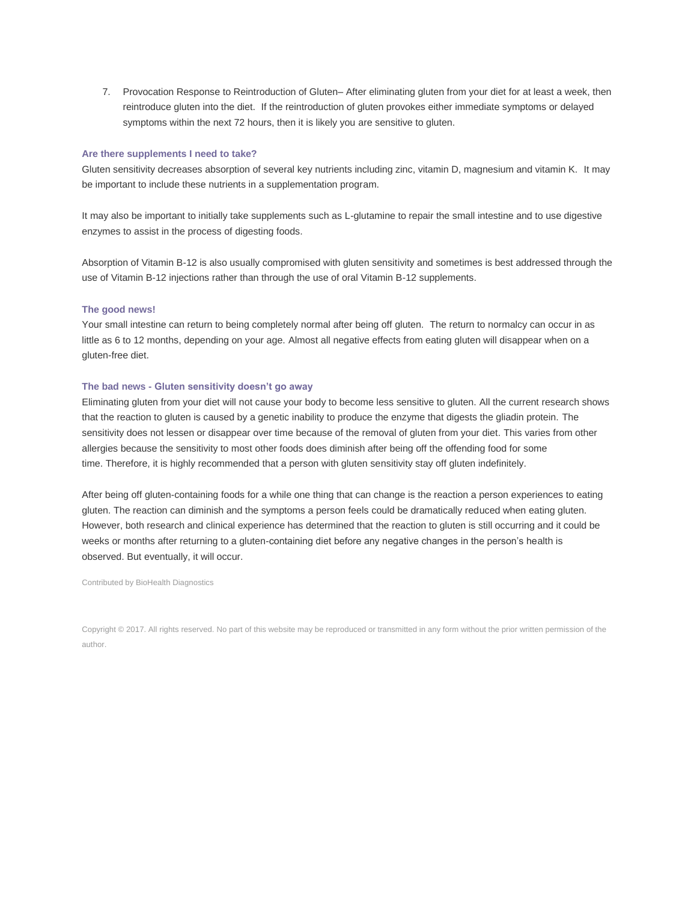7. Provocation Response to Reintroduction of Gluten– After eliminating gluten from your diet for at least a week, then reintroduce gluten into the diet. If the reintroduction of gluten provokes either immediate symptoms or delayed symptoms within the next 72 hours, then it is likely you are sensitive to gluten.

### Are there supplements I need to take?

Gluten sensitivity decreases absorption of several key nutrients including zinc, vitamin D, magnesium and vitamin K. It may be important to include these nutrients in a supplementation program.

It may also be important to initially take supplements such as L-glutamine to repair the small intestine and to use digestive enzymes to assist in the process of digesting foods.

Absorption of Vitamin B-12 is also usually compromised with gluten sensitivity and sometimes is best addressed through the use of Vitamin B-12 injections rather than through the use of oral Vitamin B-12 supplements.

### The good news!

Your small intestine can return to being completely normal after being off gluten. The return to normalcy can occur in as little as 6 to 12 months, depending on your age. Almost all negative effects from eating gluten will disappear when on a gluten-free diet.

### The bad news - Gluten sensitivity doesn't go away

Eliminating gluten from your diet will not cause your body to become less sensitive to gluten. All the current research shows that the reaction to gluten is caused by a genetic inability to produce the enzyme that digests the gliadin protein. The sensitivity does not lessen or disappear over time because of the removal of gluten from your diet. This varies from other allergies because the sensitivity to most other foods does diminish after being off the offending food for some time. Therefore, it is highly recommended that a person with gluten sensitivity stay off gluten indefinitely.

After being off gluten-containing foods for a while one thing that can change is the reaction a person experiences to eating gluten. The reaction can diminish and the symptoms a person feels could be dramatically reduced when eating gluten. However, both research and clinical experience has determined that the reaction to gluten is still occurring and it could be weeks or months after returning to a gluten-containing diet before any negative changes in the person's health is observed. But eventually, it will occur.

Contributed by BioHealth Diagnostics

Copyright © 2017. All rights reserved. No part of this website may be reproduced or transmitted in any form without the prior written permission of the author.